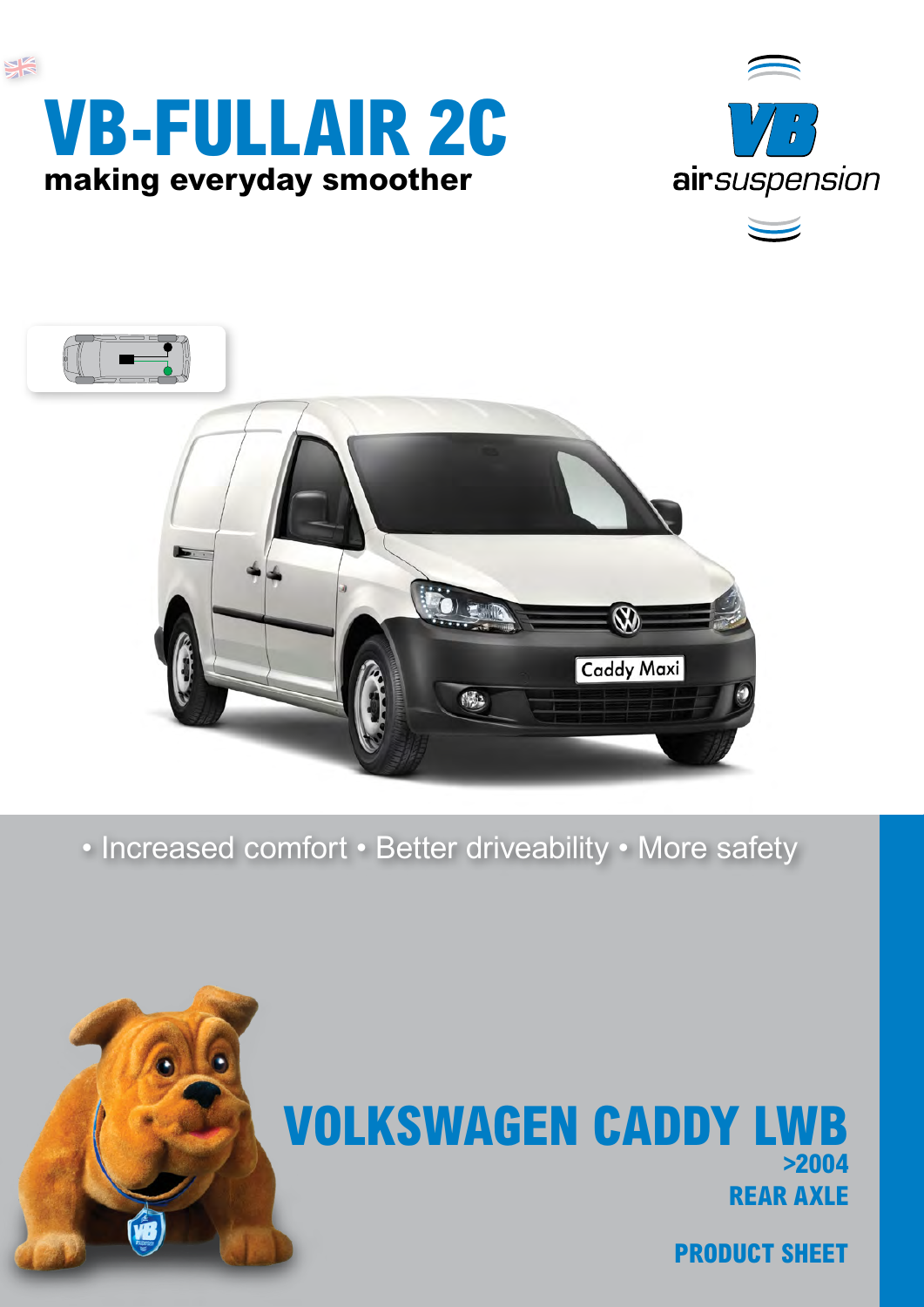# VB-FULLAIR 2C

**making everyday smoother**

VB airsuspension

• Increased comfort • Better driveability • More safety

## VOLKSWAGEN CADDY LWB

**>2004**

**REAR AXLE**

**PRODUCT SHEET**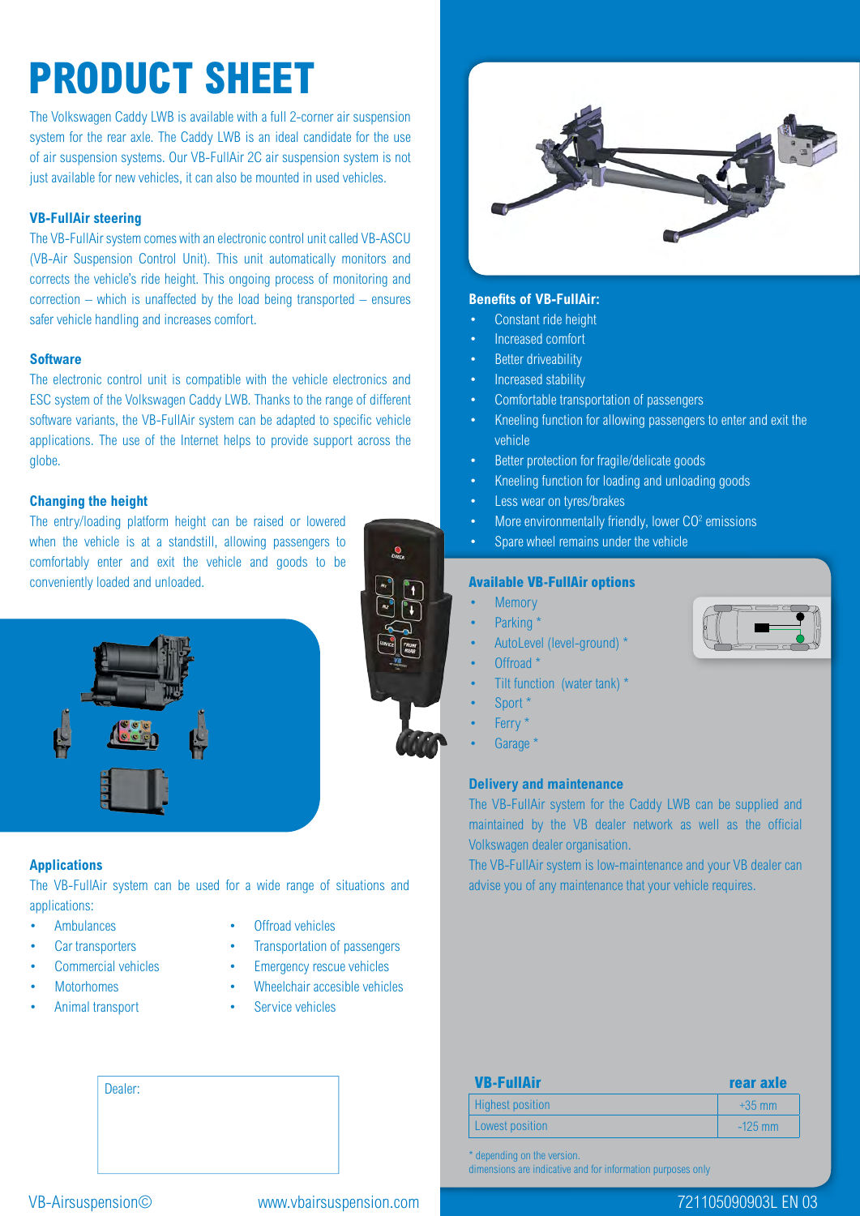# PRODUCT SHEET

The Volkswagen Caddy LWB is available with a full 2-corner air suspension system for the rear axle. The Caddy LWB is an ideal candidate for the use of air suspension systems. Our VB-FullAir 2C air suspension system is not just available for new vehicles, it can also be mounted in used vehicles.

### VB-FullAir steering

The VB-FullAir system comes with an electronic control unit called VB-ASCU (VB-Air Suspension Control Unit). This unit automatically monitors and corrects the vehicle's ride height. This ongoing process of monitoring and correction – which is unaffected by the load being transported – ensures safer vehicle handling and increases comfort.

### Software

The electronic control unit is compatible with the vehicle electronics and ESC system of the Volkswagen Caddy LWB. Thanks to the range of different software variants, the VB-FullAir system can be adapted to specific vehicle applications. The use of the Internet helps to provide support across the globe.

### Changing the height

The entry/loading platform height can be raised or lowered when the vehicle is at a standstill, allowing passengers to comfortably enter and exit the vehicle and goods to be conveniently loaded and unloaded.

### Applications

The VB-FullAir system can be used for a wide range of situations and applications:

- Ambulances
- Car transporters
- Commercial vehicles
- Motorhomes
- Animal transport
- Offroad vehicles
- Transportation of passengers
- Emergency rescue vehicles
- Wheelchair accesible vehicles
- Service vehicles

Dealer:

### Benefits of VB-FullAir:

- Constant ride height
- Increased comfort
- Better driveability
- Increased stability
- Comfortable transportation of passengers
- Kneeling function for allowing passengers to enter and exit the vehicle
- Better protection for fragile/delicate goods
- Kneeling function for loading and unloading goods
- Less wear on tyres/brakes
- More environmentally friendly, lower $CO^2$ emissions
- Spare wheel remains under the vehicle

### Available VB-FullAir options

- Memory
- Parking *
- AutoLevel (level-ground) *
- Offroad *
- Tilt function (water tank) *
- Sport *
- Ferry *
- Garage *

### Delivery and maintenance

The VB-FullAir system for the Caddy LWB can be supplied and maintained by the VB dealer network as well as the official Volkswagen dealer organisation.

The VB-FullAir system is low-maintenance and your VB dealer can advise you of any maintenance that your vehicle requires.

| VB-FullAir | rear axle |
|---|---|
| Highest position | +35 mm |
| Lowest position | -125 mm |

\* depending on the version.
dimensions are indicative and for information purposes only

VB-Airsuspension© www.vbairsuspension.com 721105090903L EN 03